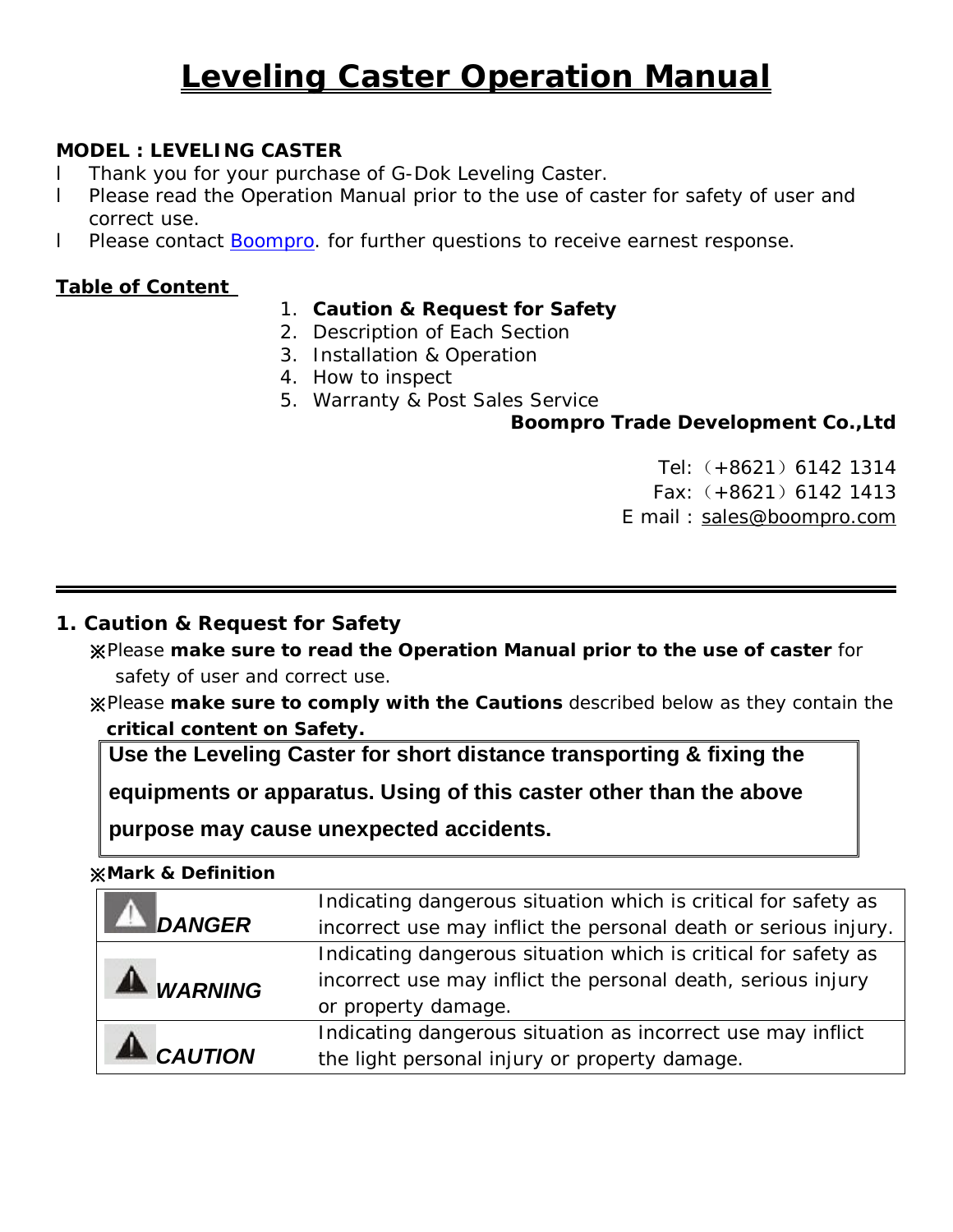# Leveling Caster Operation Manual

**MODEL : LEVELING CASTER**

- Thank you for your purchase of G-Dok Leveling Caster.
- Please read the Operation Manual prior to the use of caster for safety of user and correct use.
- Please contact Boompro. for further questions to receive earnest response.

**Table of Content**

1. **Caution & Request for Safety**
2. Description of Each Section
3. Installation & Operation
4. How to inspect
5. Warranty & Post Sales Service

**Boompro Trade Development Co.,Ltd**

Tel:（+8621）6142 1314
Fax:（+8621）6142 1413
E mail : sales@boompro.com

---

## 1. Caution & Request for Safety

※Please **make sure to read the Operation Manual prior to the use of caster** for safety of user and correct use.

※Please **make sure to comply with the Cautions** described below as they contain the **critical content on Safety.**

> **Use the Leveling Caster for short distance transporting & fixing the equipments or apparatus. Using of this caster other than the above purpose may cause unexpected accidents.**

※**Mark & Definition**

| | |
|---|---|
| ⚠ ***DANGER*** | Indicating dangerous situation which is critical for safety as incorrect use may inflict the personal death or serious injury. |
| ⚠ ***WARNING*** | Indicating dangerous situation which is critical for safety as incorrect use may inflict the personal death, serious injury or property damage. |
| ⚠ ***CAUTION*** | Indicating dangerous situation as incorrect use may inflict the light personal injury or property damage. |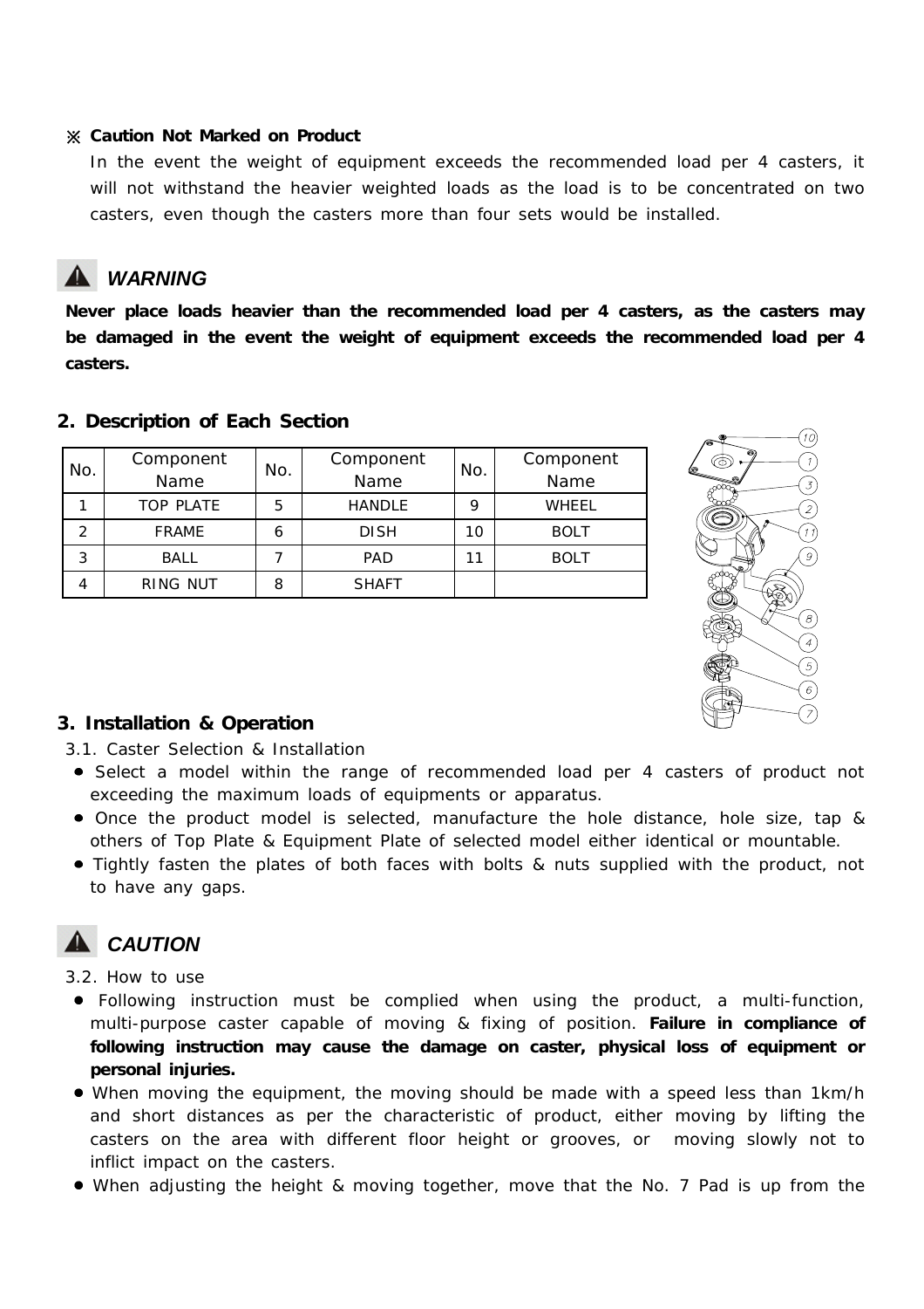※ **Caution Not Marked on Product**

In the event the weight of equipment exceeds the recommended load per 4 casters, it will not withstand the heavier weighted loads as the load is to be concentrated on two casters, even though the casters more than four sets would be installed.

## ⚠ *WARNING*

**Never place loads heavier than the recommended load per 4 casters, as the casters may be damaged in the event the weight of equipment exceeds the recommended load per 4 casters.**

## 2. Description of Each Section

| No. | Component Name | No. | Component Name | No. | Component Name |
|---|---|---|---|---|---|
| 1 | TOP PLATE | 5 | HANDLE | 9 | WHEEL |
| 2 | FRAME | 6 | DISH | 10 | BOLT |
| 3 | BALL | 7 | PAD | 11 | BOLT |
| 4 | RING NUT | 8 | SHAFT | | |

10
1
3
2
11
9
8
4
5
6
7

## 3. Installation & Operation

3.1. Caster Selection & Installation

- Select a model within the range of recommended load per 4 casters of product not exceeding the maximum loads of equipments or apparatus.
- Once the product model is selected, manufacture the hole distance, hole size, tap & others of Top Plate & Equipment Plate of selected model either identical or mountable.
- Tightly fasten the plates of both faces with bolts & nuts supplied with the product, not to have any gaps.

## ⚠ *CAUTION*

3.2. How to use

- Following instruction must be complied when using the product, a multi-function, multi-purpose caster capable of moving & fixing of position. **Failure in compliance of following instruction may cause the damage on caster, physical loss of equipment or personal injuries.**
- When moving the equipment, the moving should be made with a speed less than 1km/h and short distances as per the characteristic of product, either moving by lifting the casters on the area with different floor height or grooves, or moving slowly not to inflict impact on the casters.
- When adjusting the height & moving together, move that the No. 7 Pad is up from the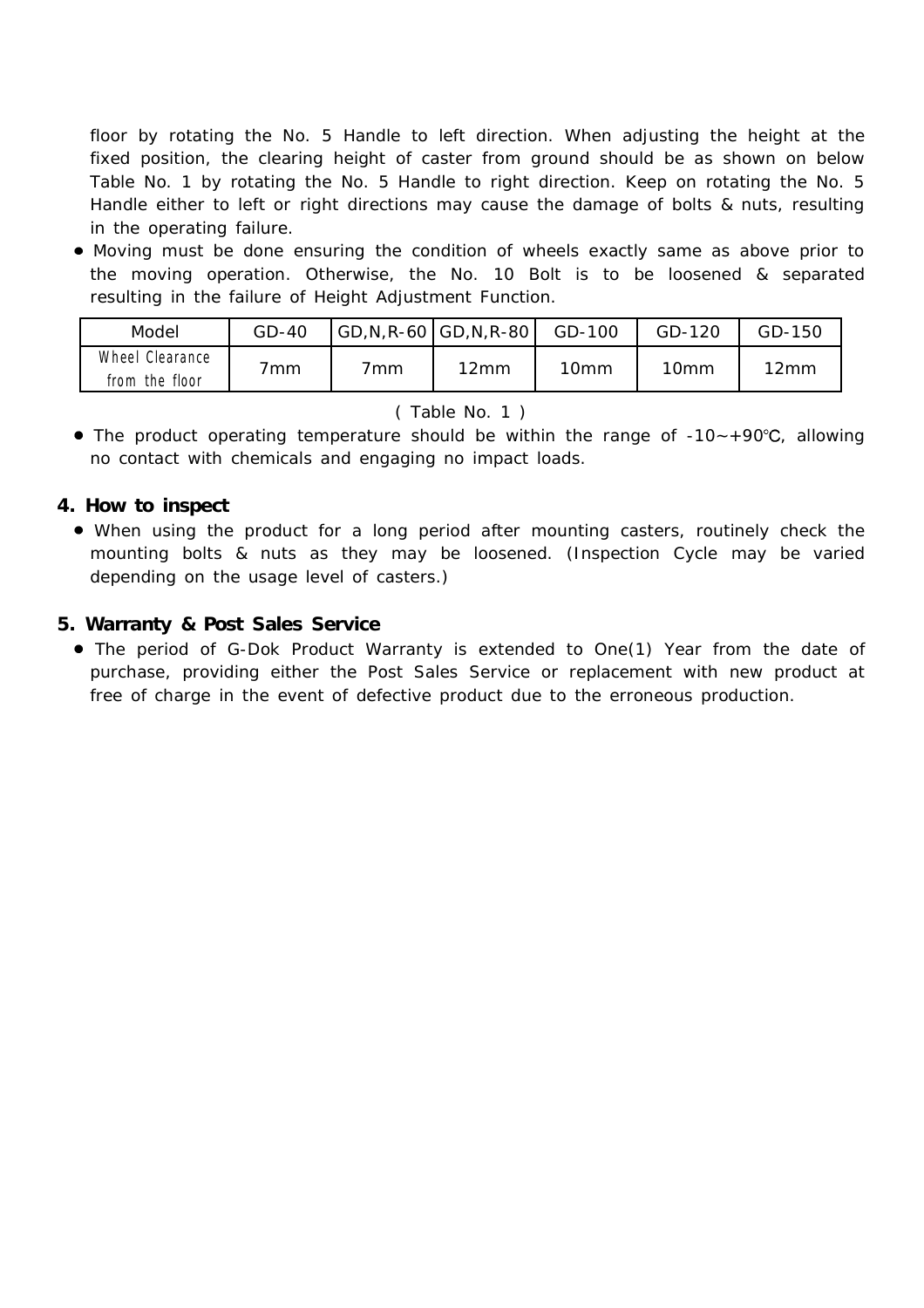floor by rotating the No. 5 Handle to left direction. When adjusting the height at the fixed position, the clearing height of caster from ground should be as shown on below Table No. 1 by rotating the No. 5 Handle to right direction. Keep on rotating the No. 5 Handle either to left or right directions may cause the damage of bolts & nuts, resulting in the operating failure.

- Moving must be done ensuring the condition of wheels exactly same as above prior to the moving operation. Otherwise, the No. 10 Bolt is to be loosened & separated resulting in the failure of Height Adjustment Function.

| Model | GD-40 | GD,N,R-60 | GD,N,R-80 | GD-100 | GD-120 | GD-150 |
|---|---|---|---|---|---|---|
| Wheel Clearance from the floor | 7mm | 7mm | 12mm | 10mm | 10mm | 12mm |

( Table No. 1 )

- The product operating temperature should be within the range of -10~+90℃, allowing no contact with chemicals and engaging no impact loads.

## 4. How to inspect

- When using the product for a long period after mounting casters, routinely check the mounting bolts & nuts as they may be loosened. (Inspection Cycle may be varied depending on the usage level of casters.)

## 5. Warranty & Post Sales Service

- The period of G-Dok Product Warranty is extended to One(1) Year from the date of purchase, providing either the Post Sales Service or replacement with new product at free of charge in the event of defective product due to the erroneous production.